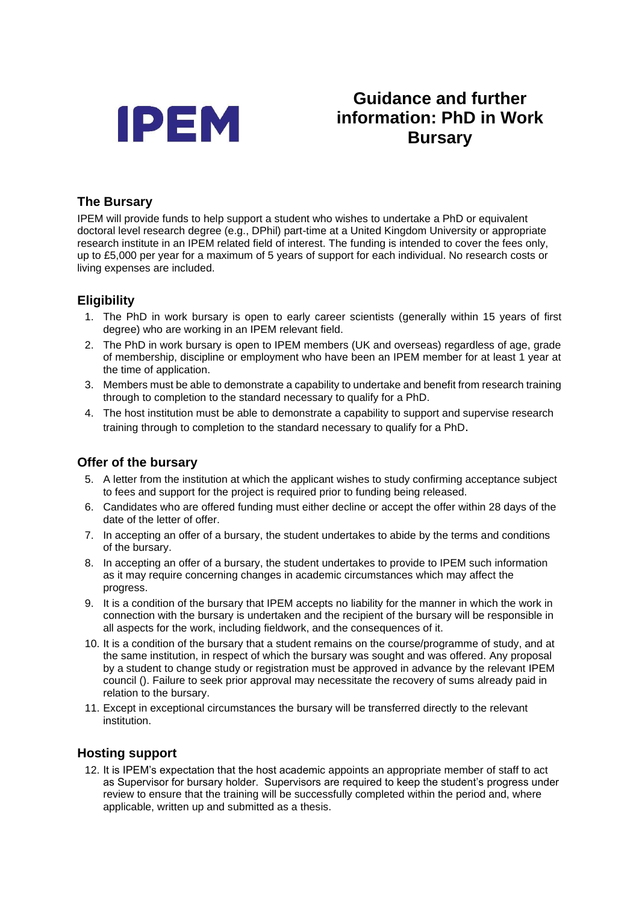IPEM

# Guidance and further information: PhD in Work Bursary

## The Bursary

IPEM will provide funds to help support a student who wishes to undertake a PhD or equivalent doctoral level research degree (e.g., DPhil) part-time at a United Kingdom University or appropriate research institute in an IPEM related field of interest. The funding is intended to cover the fees only, up to £5,000 per year for a maximum of 5 years of support for each individual. No research costs or living expenses are included.

## Eligibility

1. The PhD in work bursary is open to early career scientists (generally within 15 years of first degree) who are working in an IPEM relevant field.
2. The PhD in work bursary is open to IPEM members (UK and overseas) regardless of age, grade of membership, discipline or employment who have been an IPEM member for at least 1 year at the time of application.
3. Members must be able to demonstrate a capability to undertake and benefit from research training through to completion to the standard necessary to qualify for a PhD.
4. The host institution must be able to demonstrate a capability to support and supervise research training through to completion to the standard necessary to qualify for a PhD.

## Offer of the bursary

5. A letter from the institution at which the applicant wishes to study confirming acceptance subject to fees and support for the project is required prior to funding being released.
6. Candidates who are offered funding must either decline or accept the offer within 28 days of the date of the letter of offer.
7. In accepting an offer of a bursary, the student undertakes to abide by the terms and conditions of the bursary.
8. In accepting an offer of a bursary, the student undertakes to provide to IPEM such information as it may require concerning changes in academic circumstances which may affect the progress.
9. It is a condition of the bursary that IPEM accepts no liability for the manner in which the work in connection with the bursary is undertaken and the recipient of the bursary will be responsible in all aspects for the work, including fieldwork, and the consequences of it.
10. It is a condition of the bursary that a student remains on the course/programme of study, and at the same institution, in respect of which the bursary was sought and was offered. Any proposal by a student to change study or registration must be approved in advance by the relevant IPEM council (). Failure to seek prior approval may necessitate the recovery of sums already paid in relation to the bursary.
11. Except in exceptional circumstances the bursary will be transferred directly to the relevant institution.

## Hosting support

12. It is IPEM's expectation that the host academic appoints an appropriate member of staff to act as Supervisor for bursary holder. Supervisors are required to keep the student's progress under review to ensure that the training will be successfully completed within the period and, where applicable, written up and submitted as a thesis.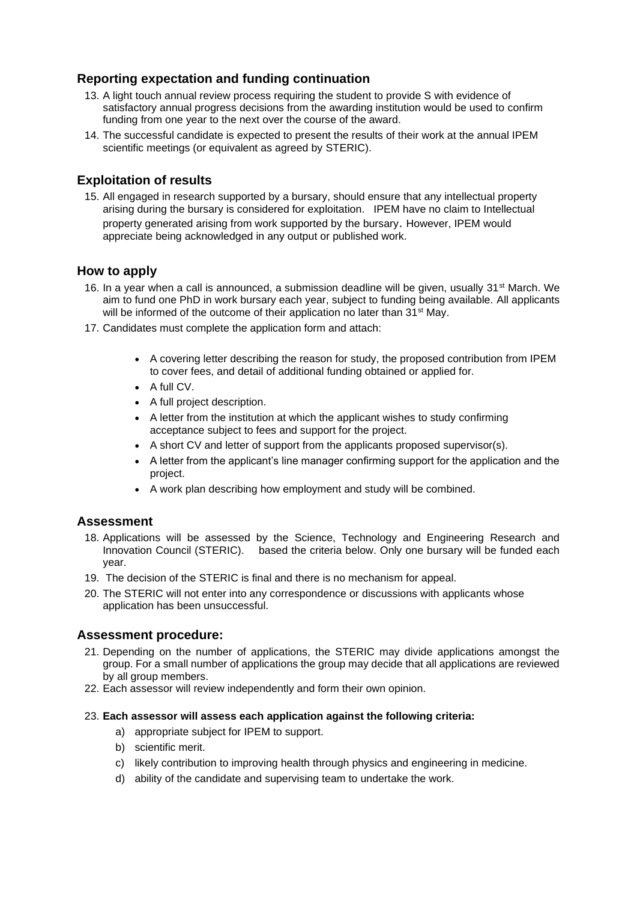## Reporting expectation and funding continuation

13. A light touch annual review process requiring the student to provide S with evidence of satisfactory annual progress decisions from the awarding institution would be used to confirm funding from one year to the next over the course of the award.
14. The successful candidate is expected to present the results of their work at the annual IPEM scientific meetings (or equivalent as agreed by STERIC).

## Exploitation of results

15. All engaged in research supported by a bursary, should ensure that any intellectual property arising during the bursary is considered for exploitation. IPEM have no claim to Intellectual property generated arising from work supported by the bursary. However, IPEM would appreciate being acknowledged in any output or published work.

## How to apply

16. In a year when a call is announced, a submission deadline will be given, usually 31st March. We aim to fund one PhD in work bursary each year, subject to funding being available. All applicants will be informed of the outcome of their application no later than 31st May.
17. Candidates must complete the application form and attach:

    - A covering letter describing the reason for study, the proposed contribution from IPEM to cover fees, and detail of additional funding obtained or applied for.
    - A full CV.
    - A full project description.
    - A letter from the institution at which the applicant wishes to study confirming acceptance subject to fees and support for the project.
    - A short CV and letter of support from the applicants proposed supervisor(s).
    - A letter from the applicant's line manager confirming support for the application and the project.
    - A work plan describing how employment and study will be combined.

## Assessment

18. Applications will be assessed by the Science, Technology and Engineering Research and Innovation Council (STERIC). based the criteria below. Only one bursary will be funded each year.
19. The decision of the STERIC is final and there is no mechanism for appeal.
20. The STERIC will not enter into any correspondence or discussions with applicants whose application has been unsuccessful.

## Assessment procedure:

21. Depending on the number of applications, the STERIC may divide applications amongst the group. For a small number of applications the group may decide that all applications are reviewed by all group members.
22. Each assessor will review independently and form their own opinion.
23. **Each assessor will assess each application against the following criteria:**
    a) appropriate subject for IPEM to support.
    b) scientific merit.
    c) likely contribution to improving health through physics and engineering in medicine.
    d) ability of the candidate and supervising team to undertake the work.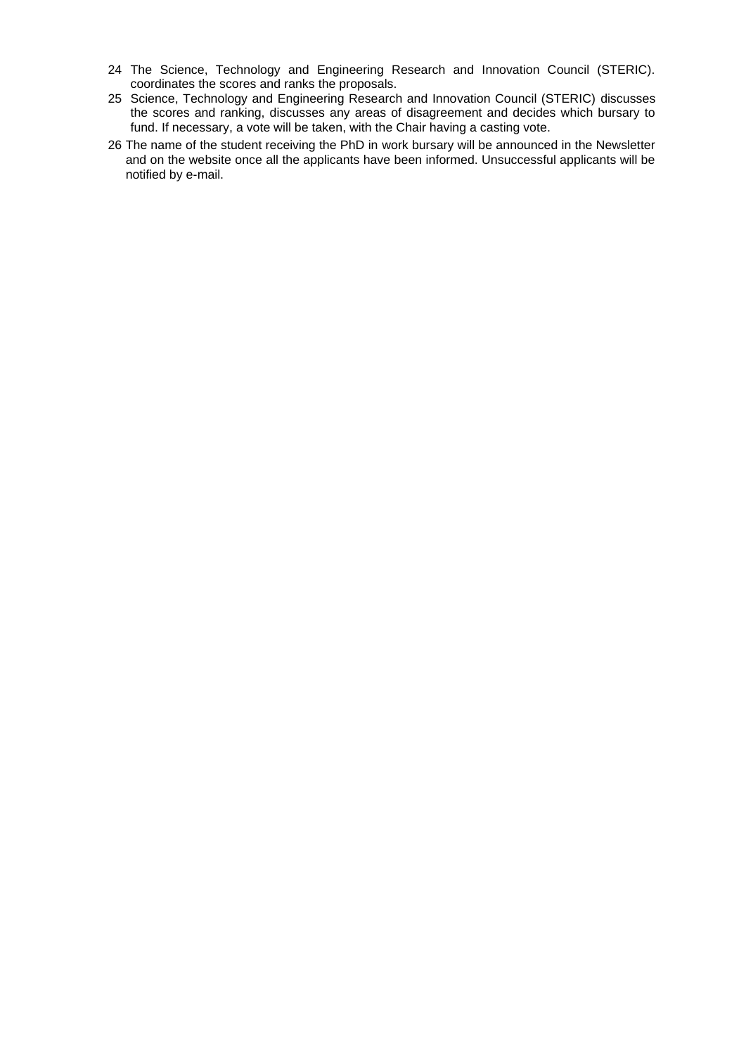24 The Science, Technology and Engineering Research and Innovation Council (STERIC). coordinates the scores and ranks the proposals.

25 Science, Technology and Engineering Research and Innovation Council (STERIC) discusses the scores and ranking, discusses any areas of disagreement and decides which bursary to fund. If necessary, a vote will be taken, with the Chair having a casting vote.

26 The name of the student receiving the PhD in work bursary will be announced in the Newsletter and on the website once all the applicants have been informed. Unsuccessful applicants will be notified by e-mail.